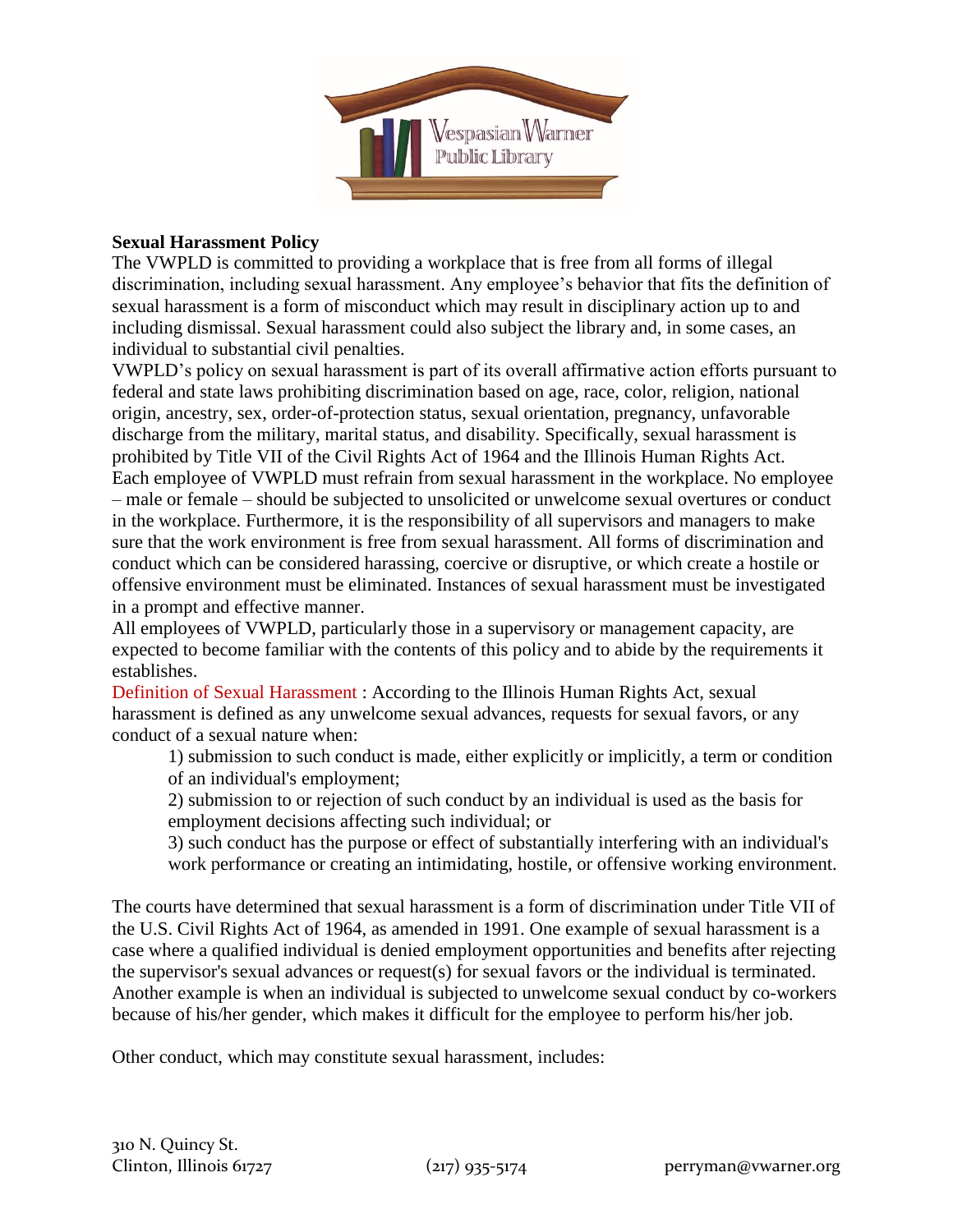**Sexual Harassment Policy**

The VWPLD is committed to providing a workplace that is free from all forms of illegal discrimination, including sexual harassment. Any employee's behavior that fits the definition of sexual harassment is a form of misconduct which may result in disciplinary action up to and including dismissal. Sexual harassment could also subject the library and, in some cases, an individual to substantial civil penalties.

VWPLD's policy on sexual harassment is part of its overall affirmative action efforts pursuant to federal and state laws prohibiting discrimination based on age, race, color, religion, national origin, ancestry, sex, order-of-protection status, sexual orientation, pregnancy, unfavorable discharge from the military, marital status, and disability. Specifically, sexual harassment is prohibited by Title VII of the Civil Rights Act of 1964 and the Illinois Human Rights Act.

Each employee of VWPLD must refrain from sexual harassment in the workplace. No employee – male or female – should be subjected to unsolicited or unwelcome sexual overtures or conduct in the workplace. Furthermore, it is the responsibility of all supervisors and managers to make sure that the work environment is free from sexual harassment. All forms of discrimination and conduct which can be considered harassing, coercive or disruptive, or which create a hostile or offensive environment must be eliminated. Instances of sexual harassment must be investigated in a prompt and effective manner.

All employees of VWPLD, particularly those in a supervisory or management capacity, are expected to become familiar with the contents of this policy and to abide by the requirements it establishes.

Definition of Sexual Harassment : According to the Illinois Human Rights Act, sexual harassment is defined as any unwelcome sexual advances, requests for sexual favors, or any conduct of a sexual nature when:

1) submission to such conduct is made, either explicitly or implicitly, a term or condition of an individual's employment;

2) submission to or rejection of such conduct by an individual is used as the basis for employment decisions affecting such individual; or

3) such conduct has the purpose or effect of substantially interfering with an individual's work performance or creating an intimidating, hostile, or offensive working environment.

The courts have determined that sexual harassment is a form of discrimination under Title VII of the U.S. Civil Rights Act of 1964, as amended in 1991. One example of sexual harassment is a case where a qualified individual is denied employment opportunities and benefits after rejecting the supervisor's sexual advances or request(s) for sexual favors or the individual is terminated. Another example is when an individual is subjected to unwelcome sexual conduct by co-workers because of his/her gender, which makes it difficult for the employee to perform his/her job.

Other conduct, which may constitute sexual harassment, includes: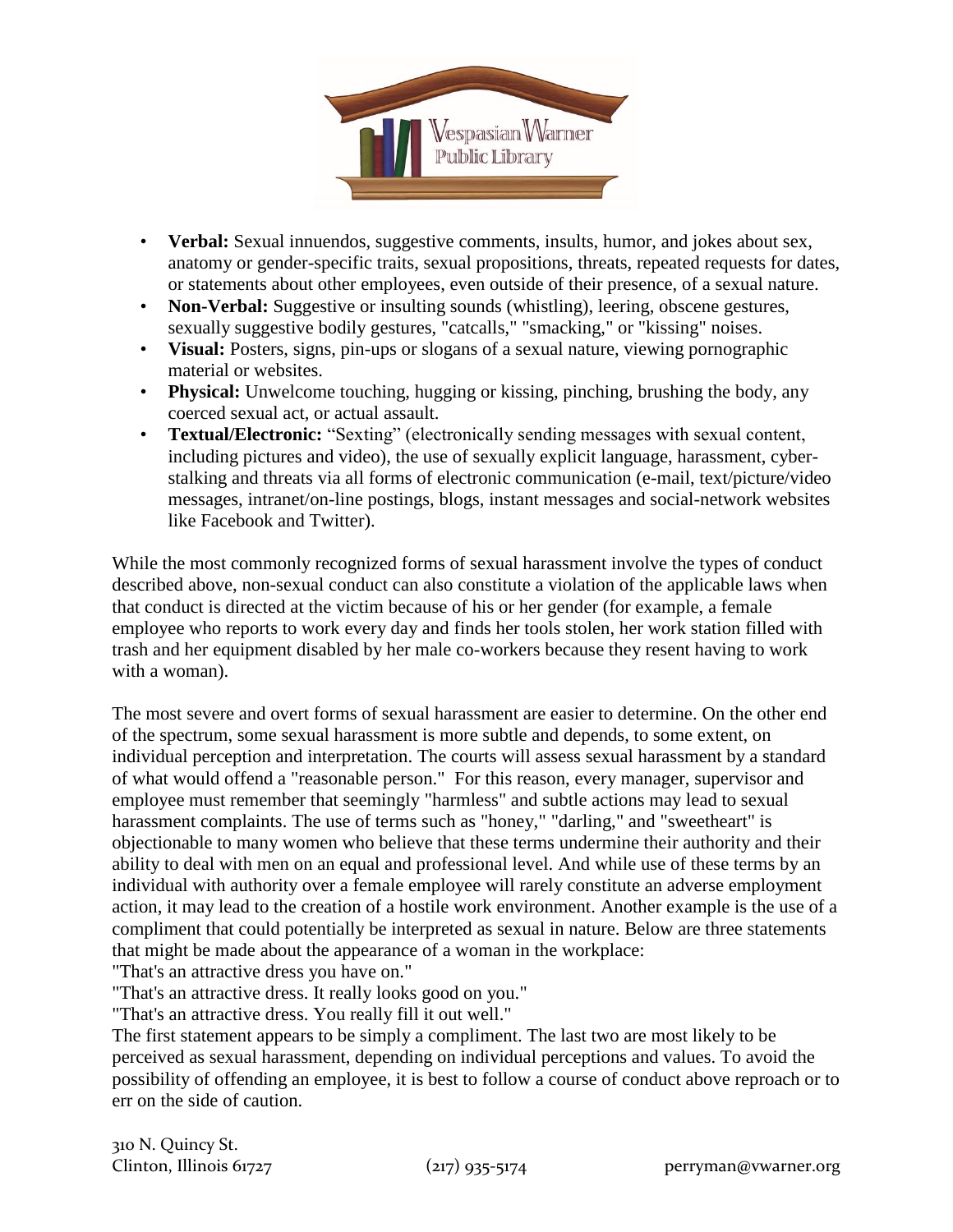- **Verbal:** Sexual innuendos, suggestive comments, insults, humor, and jokes about sex, anatomy or gender-specific traits, sexual propositions, threats, repeated requests for dates, or statements about other employees, even outside of their presence, of a sexual nature.
- **Non-Verbal:** Suggestive or insulting sounds (whistling), leering, obscene gestures, sexually suggestive bodily gestures, "catcalls," "smacking," or "kissing" noises.
- **Visual:** Posters, signs, pin-ups or slogans of a sexual nature, viewing pornographic material or websites.
- **Physical:** Unwelcome touching, hugging or kissing, pinching, brushing the body, any coerced sexual act, or actual assault.
- **Textual/Electronic:** "Sexting" (electronically sending messages with sexual content, including pictures and video), the use of sexually explicit language, harassment, cyber-stalking and threats via all forms of electronic communication (e-mail, text/picture/video messages, intranet/on-line postings, blogs, instant messages and social-network websites like Facebook and Twitter).

While the most commonly recognized forms of sexual harassment involve the types of conduct described above, non-sexual conduct can also constitute a violation of the applicable laws when that conduct is directed at the victim because of his or her gender (for example, a female employee who reports to work every day and finds her tools stolen, her work station filled with trash and her equipment disabled by her male co-workers because they resent having to work with a woman).

The most severe and overt forms of sexual harassment are easier to determine. On the other end of the spectrum, some sexual harassment is more subtle and depends, to some extent, on individual perception and interpretation. The courts will assess sexual harassment by a standard of what would offend a "reasonable person." For this reason, every manager, supervisor and employee must remember that seemingly "harmless" and subtle actions may lead to sexual harassment complaints. The use of terms such as "honey," "darling," and "sweetheart" is objectionable to many women who believe that these terms undermine their authority and their ability to deal with men on an equal and professional level. And while use of these terms by an individual with authority over a female employee will rarely constitute an adverse employment action, it may lead to the creation of a hostile work environment. Another example is the use of a compliment that could potentially be interpreted as sexual in nature. Below are three statements that might be made about the appearance of a woman in the workplace:

"That's an attractive dress you have on."

"That's an attractive dress. It really looks good on you."

"That's an attractive dress. You really fill it out well."

The first statement appears to be simply a compliment. The last two are most likely to be perceived as sexual harassment, depending on individual perceptions and values. To avoid the possibility of offending an employee, it is best to follow a course of conduct above reproach or to err on the side of caution.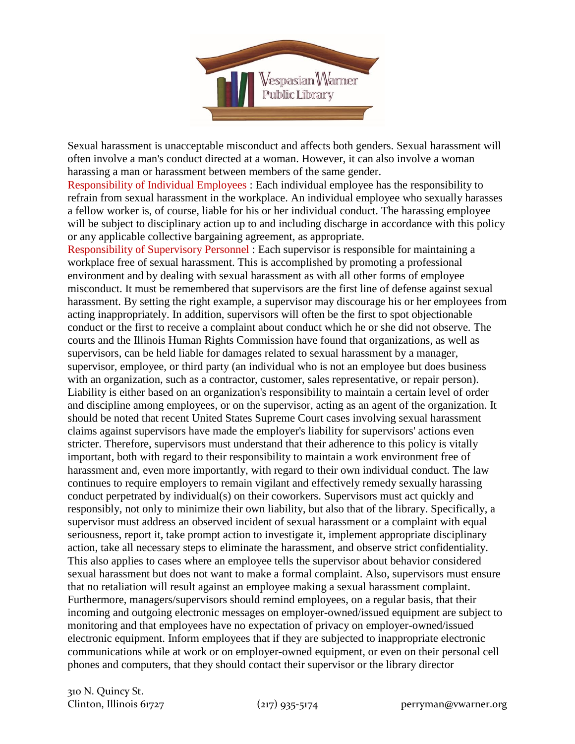Sexual harassment is unacceptable misconduct and affects both genders. Sexual harassment will often involve a man's conduct directed at a woman. However, it can also involve a woman harassing a man or harassment between members of the same gender.

**Responsibility of Individual Employees** : Each individual employee has the responsibility to refrain from sexual harassment in the workplace. An individual employee who sexually harasses a fellow worker is, of course, liable for his or her individual conduct. The harassing employee will be subject to disciplinary action up to and including discharge in accordance with this policy or any applicable collective bargaining agreement, as appropriate.

**Responsibility of Supervisory Personnel** : Each supervisor is responsible for maintaining a workplace free of sexual harassment. This is accomplished by promoting a professional environment and by dealing with sexual harassment as with all other forms of employee misconduct. It must be remembered that supervisors are the first line of defense against sexual harassment. By setting the right example, a supervisor may discourage his or her employees from acting inappropriately. In addition, supervisors will often be the first to spot objectionable conduct or the first to receive a complaint about conduct which he or she did not observe. The courts and the Illinois Human Rights Commission have found that organizations, as well as supervisors, can be held liable for damages related to sexual harassment by a manager, supervisor, employee, or third party (an individual who is not an employee but does business with an organization, such as a contractor, customer, sales representative, or repair person). Liability is either based on an organization's responsibility to maintain a certain level of order and discipline among employees, or on the supervisor, acting as an agent of the organization. It should be noted that recent United States Supreme Court cases involving sexual harassment claims against supervisors have made the employer's liability for supervisors' actions even stricter. Therefore, supervisors must understand that their adherence to this policy is vitally important, both with regard to their responsibility to maintain a work environment free of harassment and, even more importantly, with regard to their own individual conduct. The law continues to require employers to remain vigilant and effectively remedy sexually harassing conduct perpetrated by individual(s) on their coworkers. Supervisors must act quickly and responsibly, not only to minimize their own liability, but also that of the library. Specifically, a supervisor must address an observed incident of sexual harassment or a complaint with equal seriousness, report it, take prompt action to investigate it, implement appropriate disciplinary action, take all necessary steps to eliminate the harassment, and observe strict confidentiality. This also applies to cases where an employee tells the supervisor about behavior considered sexual harassment but does not want to make a formal complaint. Also, supervisors must ensure that no retaliation will result against an employee making a sexual harassment complaint. Furthermore, managers/supervisors should remind employees, on a regular basis, that their incoming and outgoing electronic messages on employer-owned/issued equipment are subject to monitoring and that employees have no expectation of privacy on employer-owned/issued electronic equipment. Inform employees that if they are subjected to inappropriate electronic communications while at work or on employer-owned equipment, or even on their personal cell phones and computers, that they should contact their supervisor or the library director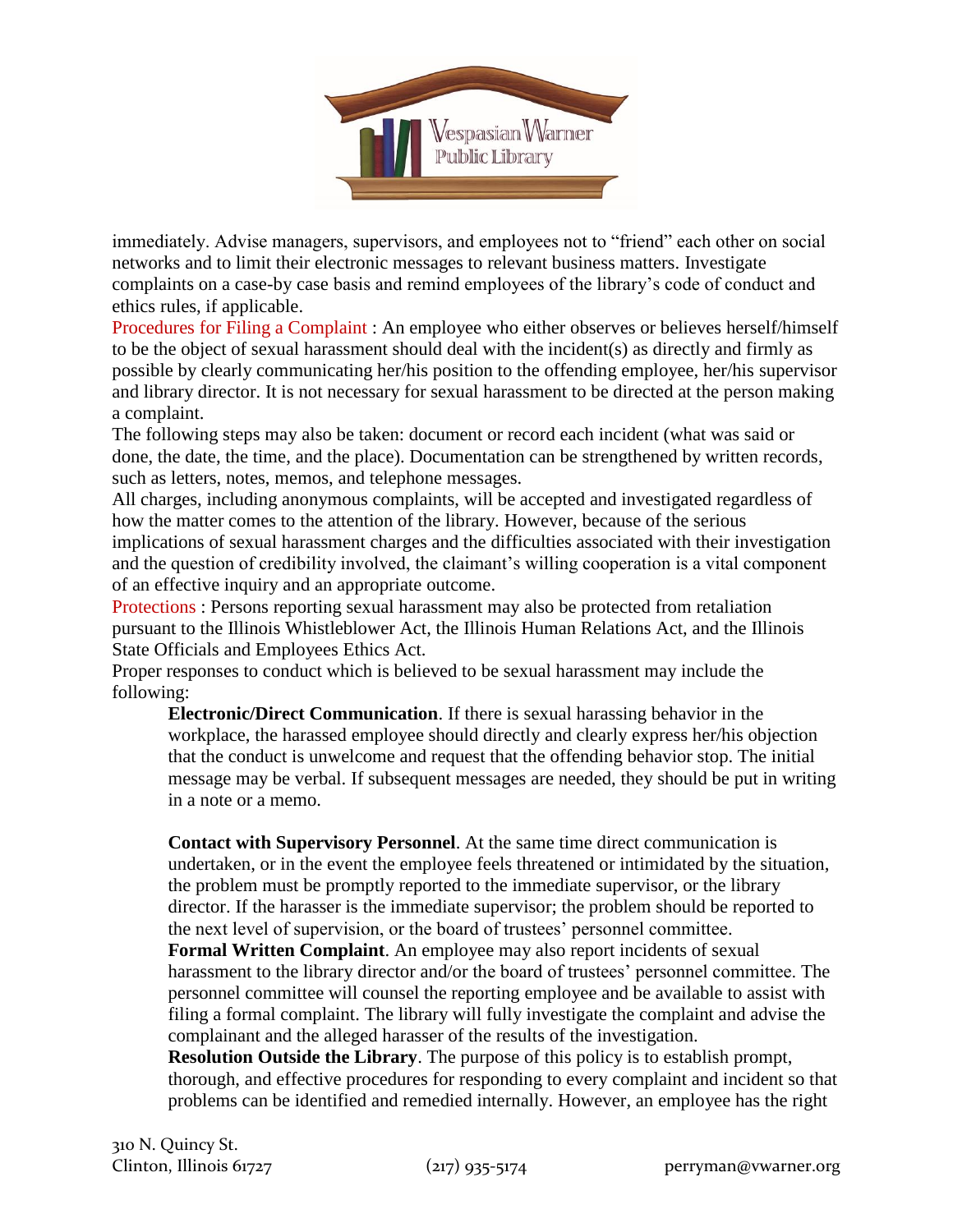immediately. Advise managers, supervisors, and employees not to "friend" each other on social networks and to limit their electronic messages to relevant business matters. Investigate complaints on a case-by case basis and remind employees of the library's code of conduct and ethics rules, if applicable.

Procedures for Filing a Complaint : An employee who either observes or believes herself/himself to be the object of sexual harassment should deal with the incident(s) as directly and firmly as possible by clearly communicating her/his position to the offending employee, her/his supervisor and library director. It is not necessary for sexual harassment to be directed at the person making a complaint.

The following steps may also be taken: document or record each incident (what was said or done, the date, the time, and the place). Documentation can be strengthened by written records, such as letters, notes, memos, and telephone messages.

All charges, including anonymous complaints, will be accepted and investigated regardless of how the matter comes to the attention of the library. However, because of the serious implications of sexual harassment charges and the difficulties associated with their investigation and the question of credibility involved, the claimant's willing cooperation is a vital component of an effective inquiry and an appropriate outcome.

Protections : Persons reporting sexual harassment may also be protected from retaliation pursuant to the Illinois Whistleblower Act, the Illinois Human Relations Act, and the Illinois State Officials and Employees Ethics Act.

Proper responses to conduct which is believed to be sexual harassment may include the following:

> **Electronic/Direct Communication**. If there is sexual harassing behavior in the workplace, the harassed employee should directly and clearly express her/his objection that the conduct is unwelcome and request that the offending behavior stop. The initial message may be verbal. If subsequent messages are needed, they should be put in writing in a note or a memo.
>
> **Contact with Supervisory Personnel**. At the same time direct communication is undertaken, or in the event the employee feels threatened or intimidated by the situation, the problem must be promptly reported to the immediate supervisor, or the library director. If the harasser is the immediate supervisor; the problem should be reported to the next level of supervision, or the board of trustees' personnel committee.
>
> **Formal Written Complaint**. An employee may also report incidents of sexual harassment to the library director and/or the board of trustees' personnel committee. The personnel committee will counsel the reporting employee and be available to assist with filing a formal complaint. The library will fully investigate the complaint and advise the complainant and the alleged harasser of the results of the investigation.
>
> **Resolution Outside the Library**. The purpose of this policy is to establish prompt, thorough, and effective procedures for responding to every complaint and incident so that problems can be identified and remedied internally. However, an employee has the right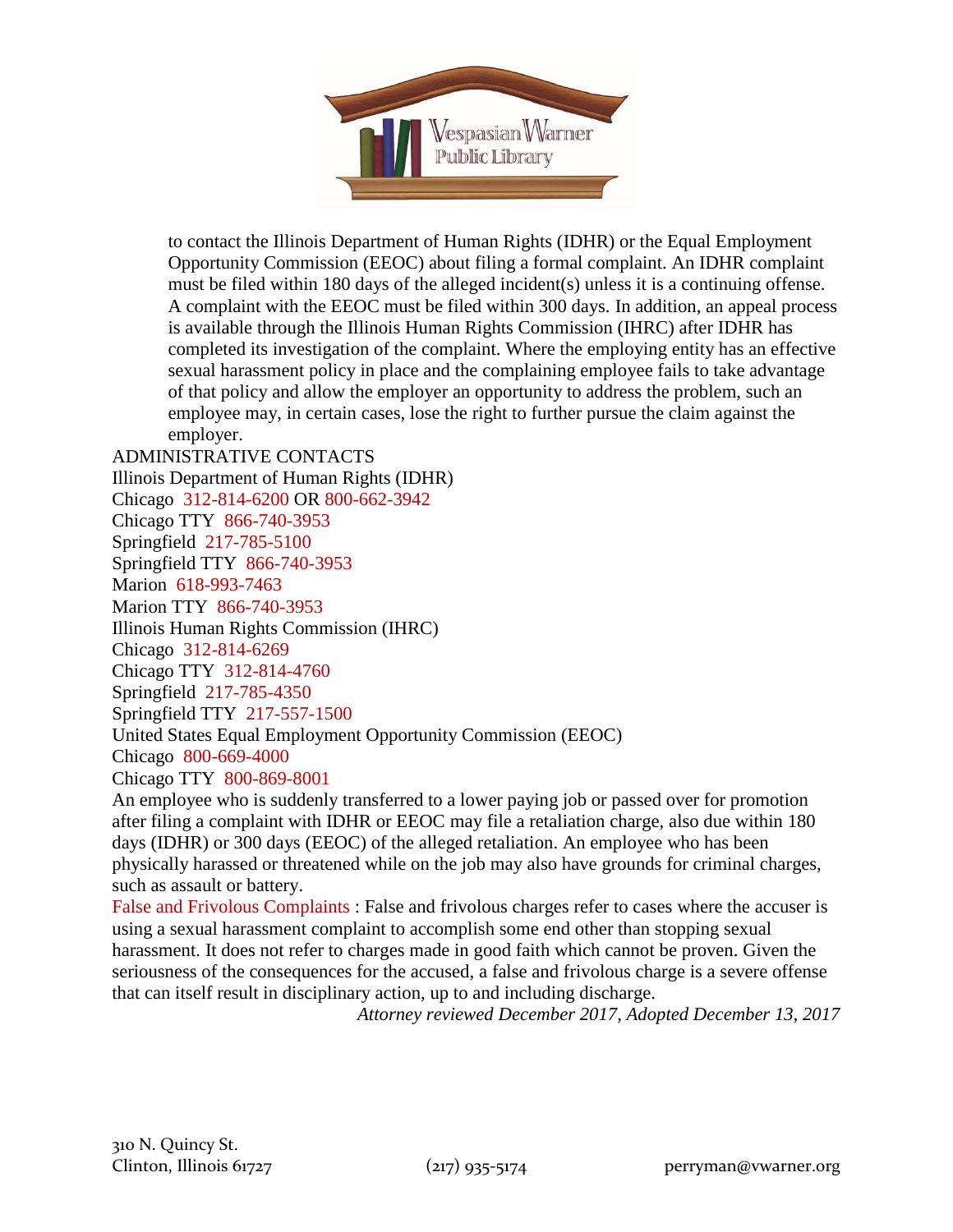to contact the Illinois Department of Human Rights (IDHR) or the Equal Employment Opportunity Commission (EEOC) about filing a formal complaint. An IDHR complaint must be filed within 180 days of the alleged incident(s) unless it is a continuing offense. A complaint with the EEOC must be filed within 300 days. In addition, an appeal process is available through the Illinois Human Rights Commission (IHRC) after IDHR has completed its investigation of the complaint. Where the employing entity has an effective sexual harassment policy in place and the complaining employee fails to take advantage of that policy and allow the employer an opportunity to address the problem, such an employee may, in certain cases, lose the right to further pursue the claim against the employer.

ADMINISTRATIVE CONTACTS

Illinois Department of Human Rights (IDHR)
Chicago 312-814-6200 OR 800-662-3942
Chicago TTY 866-740-3953
Springfield 217-785-5100
Springfield TTY 866-740-3953
Marion 618-993-7463
Marion TTY 866-740-3953

Illinois Human Rights Commission (IHRC)
Chicago 312-814-6269
Chicago TTY 312-814-4760
Springfield 217-785-4350
Springfield TTY 217-557-1500

United States Equal Employment Opportunity Commission (EEOC)
Chicago 800-669-4000
Chicago TTY 800-869-8001

An employee who is suddenly transferred to a lower paying job or passed over for promotion after filing a complaint with IDHR or EEOC may file a retaliation charge, also due within 180 days (IDHR) or 300 days (EEOC) of the alleged retaliation. An employee who has been physically harassed or threatened while on the job may also have grounds for criminal charges, such as assault or battery.

False and Frivolous Complaints : False and frivolous charges refer to cases where the accuser is using a sexual harassment complaint to accomplish some end other than stopping sexual harassment. It does not refer to charges made in good faith which cannot be proven. Given the seriousness of the consequences for the accused, a false and frivolous charge is a severe offense that can itself result in disciplinary action, up to and including discharge.

*Attorney reviewed December 2017, Adopted December 13, 2017*